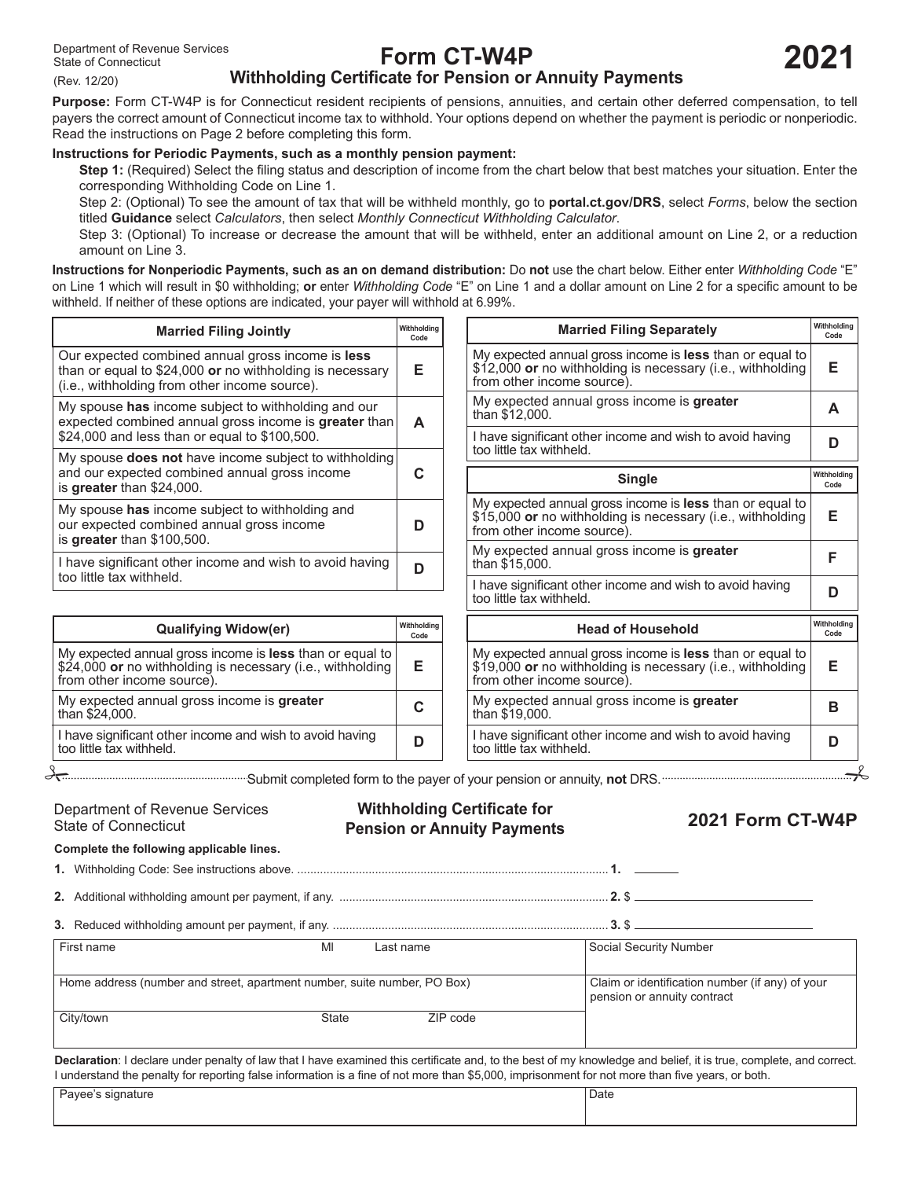Department of Revenue Services
State of Connecticut
(Rev. 12/20)

# Form CT-W4P

## Withholding Certificate for Pension or Annuity Payments

**2021**

**Purpose:** Form CT-W4P is for Connecticut resident recipients of pensions, annuities, and certain other deferred compensation, to tell payers the correct amount of Connecticut income tax to withhold. Your options depend on whether the payment is periodic or nonperiodic. Read the instructions on Page 2 before completing this form.

**Instructions for Periodic Payments, such as a monthly pension payment:**

**Step 1:** (Required) Select the filing status and description of income from the chart below that best matches your situation. Enter the corresponding Withholding Code on Line 1.

Step 2: (Optional) To see the amount of tax that will be withheld monthly, go to **portal.ct.gov/DRS**, select *Forms*, below the section titled **Guidance** select *Calculators*, then select *Monthly Connecticut Withholding Calculator*.

Step 3: (Optional) To increase or decrease the amount that will be withheld, enter an additional amount on Line 2, or a reduction amount on Line 3.

**Instructions for Nonperiodic Payments, such as an on demand distribution:** Do **not** use the chart below. Either enter *Withholding Code* "E" on Line 1 which will result in $0 withholding; **or** enter *Withholding Code* "E" on Line 1 and a dollar amount on Line 2 for a specific amount to be withheld. If neither of these options are indicated, your payer will withhold at 6.99%.

| Married Filing Jointly | Withholding Code |
|---|---|
| Our expected combined annual gross income is **less** than or equal to $24,000 **or** no withholding is necessary (i.e., withholding from other income source). | E |
| My spouse **has** income subject to withholding and our expected combined annual gross income is **greater** than $24,000 and less than or equal to $100,500. | A |
| My spouse **does not** have income subject to withholding and our expected combined annual gross income is **greater** than $24,000. | C |
| My spouse **has** income subject to withholding and our expected combined annual gross income is **greater** than $100,500. | D |
| I have significant other income and wish to avoid having too little tax withheld. | D |

| Married Filing Separately | Withholding Code |
|---|---|
| My expected annual gross income is **less** than or equal to $12,000 **or** no withholding is necessary (i.e., withholding from other income source). | E |
| My expected annual gross income is **greater** than $12,000. | A |
| I have significant other income and wish to avoid having too little tax withheld. | D |

| Single | Withholding Code |
|---|---|
| My expected annual gross income is **less** than or equal to $15,000 **or** no withholding is necessary (i.e., withholding from other income source). | E |
| My expected annual gross income is **greater** than $15,000. | F |
| I have significant other income and wish to avoid having too little tax withheld. | D |

| Qualifying Widow(er) | Withholding Code |
|---|---|
| My expected annual gross income is **less** than or equal to $24,000 **or** no withholding is necessary (i.e., withholding from other income source). | E |
| My expected annual gross income is **greater** than $24,000. | C |
| I have significant other income and wish to avoid having too little tax withheld. | D |

| Head of Household | Withholding Code |
|---|---|
| My expected annual gross income is **less** than or equal to $19,000 **or** no withholding is necessary (i.e., withholding from other income source). | E |
| My expected annual gross income is **greater** than $19,000. | B |
| I have significant other income and wish to avoid having too little tax withheld. | D |

Submit completed form to the payer of your pension or annuity, **not** DRS.

---

Department of Revenue Services
State of Connecticut

## Withholding Certificate for Pension or Annuity Payments

**2021 Form CT-W4P**

**Complete the following applicable lines.**

**1.** Withholding Code: See instructions above. .......... **1.** ______

**2.** Additional withholding amount per payment, if any. .......... **2.** $ ______

**3.** Reduced withholding amount per payment, if any. .......... **3.** $ ______

| First name | MI | Last name | Social Security Number |
|---|---|---|---|
| Home address (number and street, apartment number, suite number, PO Box) | | | Claim or identification number (if any) of your pension or annuity contract |
| City/town | State | ZIP code | |

**Declaration**: I declare under penalty of law that I have examined this certificate and, to the best of my knowledge and belief, it is true, complete, and correct. I understand the penalty for reporting false information is a fine of not more than $5,000, imprisonment for not more than five years, or both.

| Payee's signature | Date |
|---|---|
| | |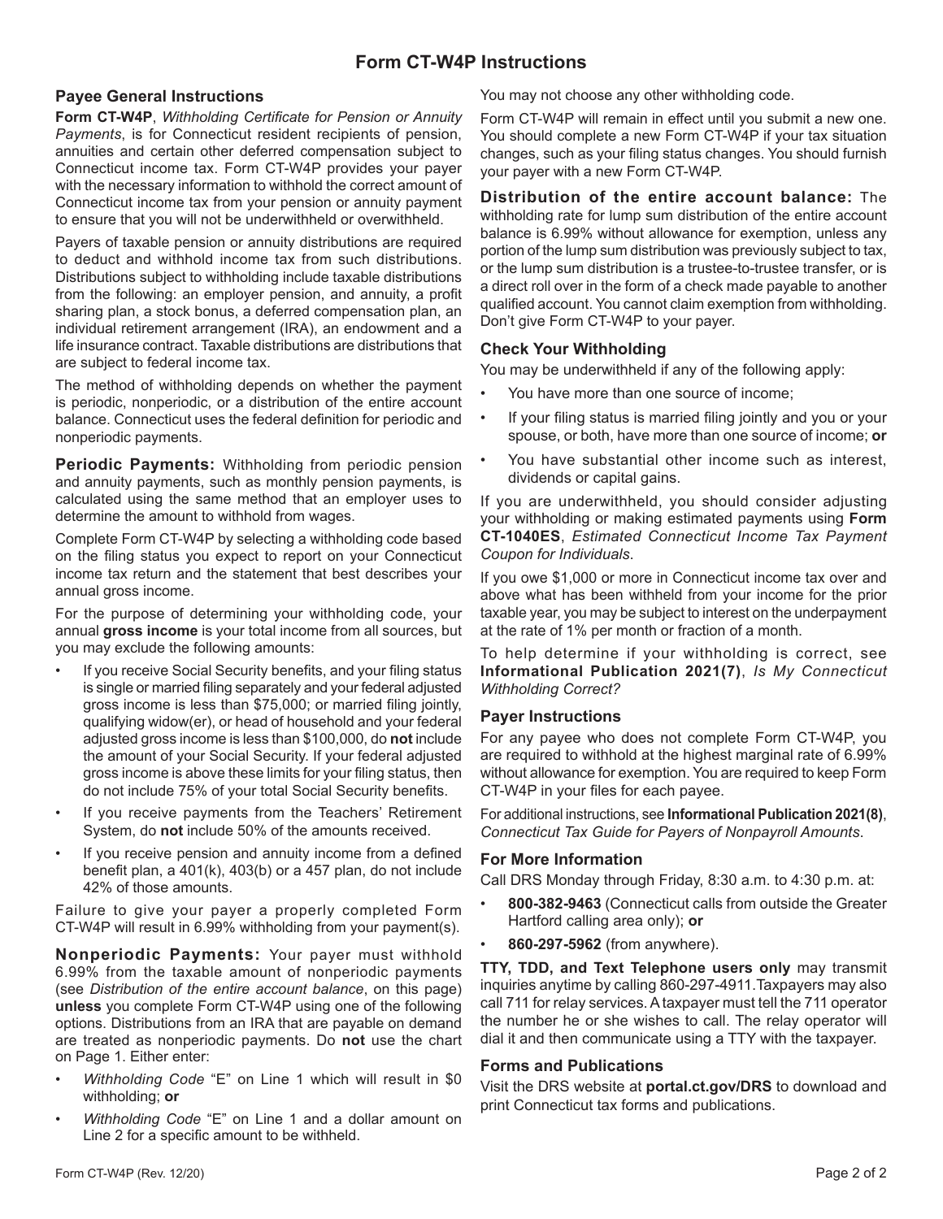# Form CT-W4P Instructions

## Payee General Instructions

**Form CT-W4P**, *Withholding Certificate for Pension or Annuity Payments*, is for Connecticut resident recipients of pension, annuities and certain other deferred compensation subject to Connecticut income tax. Form CT-W4P provides your payer with the necessary information to withhold the correct amount of Connecticut income tax from your pension or annuity payment to ensure that you will not be underwithheld or overwithheld.

Payers of taxable pension or annuity distributions are required to deduct and withhold income tax from such distributions. Distributions subject to withholding include taxable distributions from the following: an employer pension, and annuity, a profit sharing plan, a stock bonus, a deferred compensation plan, an individual retirement arrangement (IRA), an endowment and a life insurance contract. Taxable distributions are distributions that are subject to federal income tax.

The method of withholding depends on whether the payment is periodic, nonperiodic, or a distribution of the entire account balance. Connecticut uses the federal definition for periodic and nonperiodic payments.

**Periodic Payments:** Withholding from periodic pension and annuity payments, such as monthly pension payments, is calculated using the same method that an employer uses to determine the amount to withhold from wages.

Complete Form CT-W4P by selecting a withholding code based on the filing status you expect to report on your Connecticut income tax return and the statement that best describes your annual gross income.

For the purpose of determining your withholding code, your annual **gross income** is your total income from all sources, but you may exclude the following amounts:

- If you receive Social Security benefits, and your filing status is single or married filing separately and your federal adjusted gross income is less than $75,000; or married filing jointly, qualifying widow(er), or head of household and your federal adjusted gross income is less than $100,000, do **not** include the amount of your Social Security. If your federal adjusted gross income is above these limits for your filing status, then do not include 75% of your total Social Security benefits.
- If you receive payments from the Teachers' Retirement System, do **not** include 50% of the amounts received.
- If you receive pension and annuity income from a defined benefit plan, a 401(k), 403(b) or a 457 plan, do not include 42% of those amounts.

Failure to give your payer a properly completed Form CT-W4P will result in 6.99% withholding from your payment(s).

**Nonperiodic Payments:** Your payer must withhold 6.99% from the taxable amount of nonperiodic payments (see *Distribution of the entire account balance*, on this page) **unless** you complete Form CT-W4P using one of the following options. Distributions from an IRA that are payable on demand are treated as nonperiodic payments. Do **not** use the chart on Page 1. Either enter:

- *Withholding Code* "E" on Line 1 which will result in $0 withholding; **or**
- *Withholding Code* "E" on Line 1 and a dollar amount on Line 2 for a specific amount to be withheld.

You may not choose any other withholding code.

Form CT-W4P will remain in effect until you submit a new one. You should complete a new Form CT-W4P if your tax situation changes, such as your filing status changes. You should furnish your payer with a new Form CT-W4P.

**Distribution of the entire account balance:** The withholding rate for lump sum distribution of the entire account balance is 6.99% without allowance for exemption, unless any portion of the lump sum distribution was previously subject to tax, or the lump sum distribution is a trustee-to-trustee transfer, or is a direct roll over in the form of a check made payable to another qualified account. You cannot claim exemption from withholding. Don't give Form CT-W4P to your payer.

## Check Your Withholding

You may be underwithheld if any of the following apply:

- You have more than one source of income;
- If your filing status is married filing jointly and you or your spouse, or both, have more than one source of income; **or**
- You have substantial other income such as interest, dividends or capital gains.

If you are underwithheld, you should consider adjusting your withholding or making estimated payments using **Form CT-1040ES**, *Estimated Connecticut Income Tax Payment Coupon for Individuals*.

If you owe $1,000 or more in Connecticut income tax over and above what has been withheld from your income for the prior taxable year, you may be subject to interest on the underpayment at the rate of 1% per month or fraction of a month.

To help determine if your withholding is correct, see **Informational Publication 2021(7)**, *Is My Connecticut Withholding Correct?*

## Payer Instructions

For any payee who does not complete Form CT-W4P, you are required to withhold at the highest marginal rate of 6.99% without allowance for exemption. You are required to keep Form CT-W4P in your files for each payee.

For additional instructions, see **Informational Publication 2021(8)**, *Connecticut Tax Guide for Payers of Nonpayroll Amounts*.

## For More Information

Call DRS Monday through Friday, 8:30 a.m. to 4:30 p.m. at:

- **800-382-9463** (Connecticut calls from outside the Greater Hartford calling area only); **or**
- **860-297-5962** (from anywhere).

**TTY, TDD, and Text Telephone users only** may transmit inquiries anytime by calling 860-297-4911. Taxpayers may also call 711 for relay services. A taxpayer must tell the 711 operator the number he or she wishes to call. The relay operator will dial it and then communicate using a TTY with the taxpayer.

## Forms and Publications

Visit the DRS website at **portal.ct.gov/DRS** to download and print Connecticut tax forms and publications.

Form CT-W4P (Rev. 12/20)